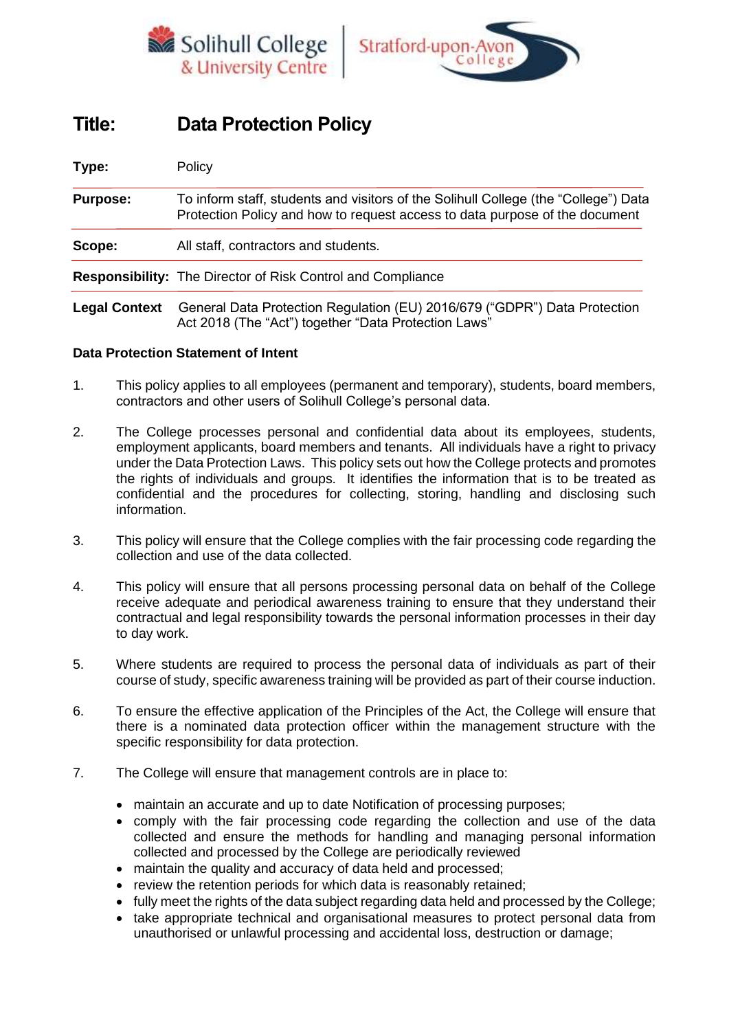| **Title:** | **Data Protection Policy** |
|---|---|
| **Type:** | Policy |
| **Purpose:** | To inform staff, students and visitors of the Solihull College (the "College") Data Protection Policy and how to request access to data purpose of the document |
| **Scope:** | All staff, contractors and students. |
| **Responsibility:** | The Director of Risk Control and Compliance |
| **Legal Context** | General Data Protection Regulation (EU) 2016/679 ("GDPR") Data Protection Act 2018 (The "Act") together "Data Protection Laws" |

**Data Protection Statement of Intent**

1. This policy applies to all employees (permanent and temporary), students, board members, contractors and other users of Solihull College's personal data.

2. The College processes personal and confidential data about its employees, students, employment applicants, board members and tenants. All individuals have a right to privacy under the Data Protection Laws. This policy sets out how the College protects and promotes the rights of individuals and groups. It identifies the information that is to be treated as confidential and the procedures for collecting, storing, handling and disclosing such information.

3. This policy will ensure that the College complies with the fair processing code regarding the collection and use of the data collected.

4. This policy will ensure that all persons processing personal data on behalf of the College receive adequate and periodical awareness training to ensure that they understand their contractual and legal responsibility towards the personal information processes in their day to day work.

5. Where students are required to process the personal data of individuals as part of their course of study, specific awareness training will be provided as part of their course induction.

6. To ensure the effective application of the Principles of the Act, the College will ensure that there is a nominated data protection officer within the management structure with the specific responsibility for data protection.

7. The College will ensure that management controls are in place to:

   - maintain an accurate and up to date Notification of processing purposes;
   - comply with the fair processing code regarding the collection and use of the data collected and ensure the methods for handling and managing personal information collected and processed by the College are periodically reviewed
   - maintain the quality and accuracy of data held and processed;
   - review the retention periods for which data is reasonably retained;
   - fully meet the rights of the data subject regarding data held and processed by the College;
   - take appropriate technical and organisational measures to protect personal data from unauthorised or unlawful processing and accidental loss, destruction or damage;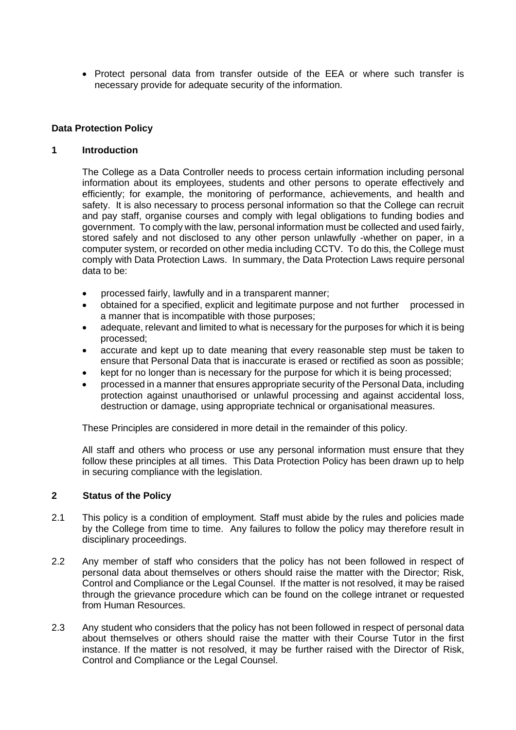- Protect personal data from transfer outside of the EEA or where such transfer is necessary provide for adequate security of the information.

**Data Protection Policy**

## 1 Introduction

The College as a Data Controller needs to process certain information including personal information about its employees, students and other persons to operate effectively and efficiently; for example, the monitoring of performance, achievements, and health and safety. It is also necessary to process personal information so that the College can recruit and pay staff, organise courses and comply with legal obligations to funding bodies and government. To comply with the law, personal information must be collected and used fairly, stored safely and not disclosed to any other person unlawfully -whether on paper, in a computer system, or recorded on other media including CCTV. To do this, the College must comply with Data Protection Laws. In summary, the Data Protection Laws require personal data to be:

- processed fairly, lawfully and in a transparent manner;
- obtained for a specified, explicit and legitimate purpose and not further processed in a manner that is incompatible with those purposes;
- adequate, relevant and limited to what is necessary for the purposes for which it is being processed;
- accurate and kept up to date meaning that every reasonable step must be taken to ensure that Personal Data that is inaccurate is erased or rectified as soon as possible;
- kept for no longer than is necessary for the purpose for which it is being processed;
- processed in a manner that ensures appropriate security of the Personal Data, including protection against unauthorised or unlawful processing and against accidental loss, destruction or damage, using appropriate technical or organisational measures.

These Principles are considered in more detail in the remainder of this policy.

All staff and others who process or use any personal information must ensure that they follow these principles at all times. This Data Protection Policy has been drawn up to help in securing compliance with the legislation.

## 2 Status of the Policy

2.1 This policy is a condition of employment. Staff must abide by the rules and policies made by the College from time to time. Any failures to follow the policy may therefore result in disciplinary proceedings.

2.2 Any member of staff who considers that the policy has not been followed in respect of personal data about themselves or others should raise the matter with the Director; Risk, Control and Compliance or the Legal Counsel. If the matter is not resolved, it may be raised through the grievance procedure which can be found on the college intranet or requested from Human Resources.

2.3 Any student who considers that the policy has not been followed in respect of personal data about themselves or others should raise the matter with their Course Tutor in the first instance. If the matter is not resolved, it may be further raised with the Director of Risk, Control and Compliance or the Legal Counsel.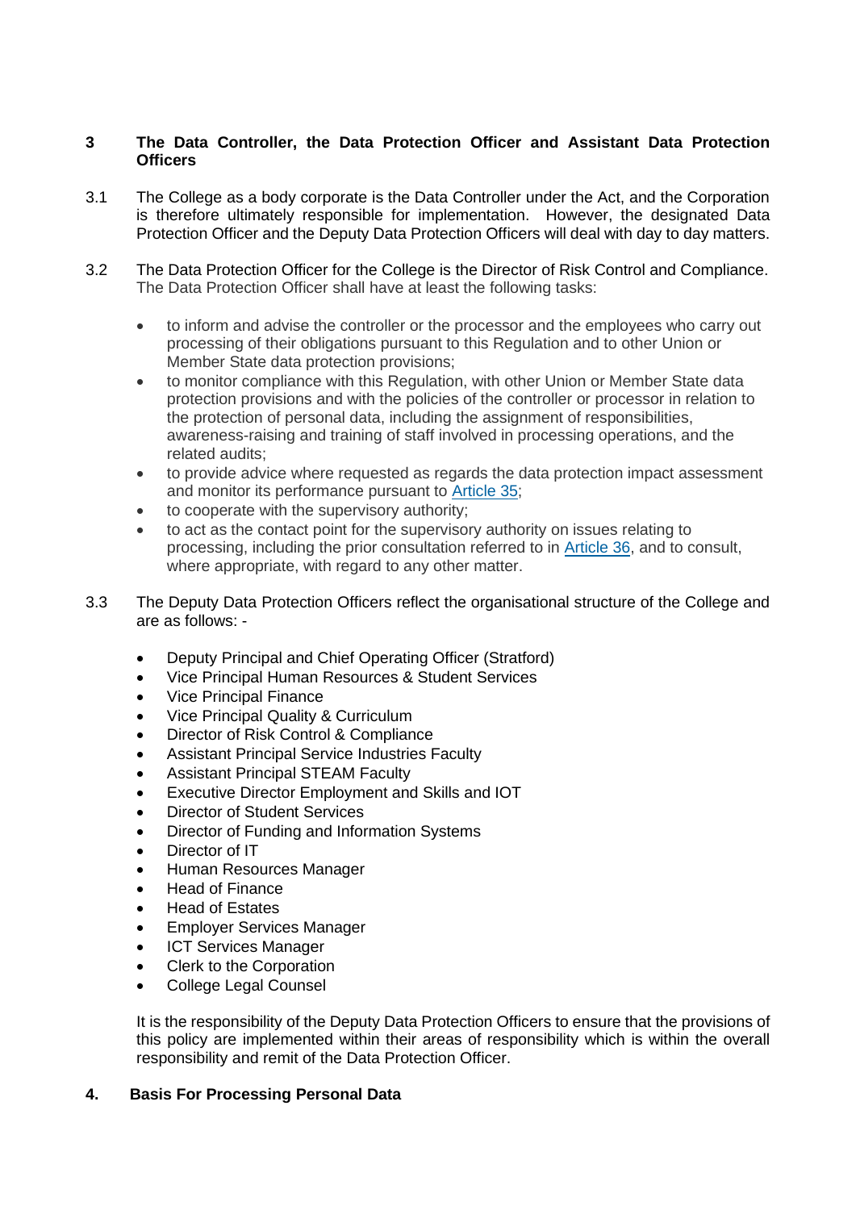## 3 The Data Controller, the Data Protection Officer and Assistant Data Protection Officers

3.1 The College as a body corporate is the Data Controller under the Act, and the Corporation is therefore ultimately responsible for implementation. However, the designated Data Protection Officer and the Deputy Data Protection Officers will deal with day to day matters.

3.2 The Data Protection Officer for the College is the Director of Risk Control and Compliance. The Data Protection Officer shall have at least the following tasks:

- to inform and advise the controller or the processor and the employees who carry out processing of their obligations pursuant to this Regulation and to other Union or Member State data protection provisions;
- to monitor compliance with this Regulation, with other Union or Member State data protection provisions and with the policies of the controller or processor in relation to the protection of personal data, including the assignment of responsibilities, awareness-raising and training of staff involved in processing operations, and the related audits;
- to provide advice where requested as regards the data protection impact assessment and monitor its performance pursuant to Article 35;
- to cooperate with the supervisory authority;
- to act as the contact point for the supervisory authority on issues relating to processing, including the prior consultation referred to in Article 36, and to consult, where appropriate, with regard to any other matter.

3.3 The Deputy Data Protection Officers reflect the organisational structure of the College and are as follows: -

- Deputy Principal and Chief Operating Officer (Stratford)
- Vice Principal Human Resources & Student Services
- Vice Principal Finance
- Vice Principal Quality & Curriculum
- Director of Risk Control & Compliance
- Assistant Principal Service Industries Faculty
- Assistant Principal STEAM Faculty
- Executive Director Employment and Skills and IOT
- Director of Student Services
- Director of Funding and Information Systems
- Director of IT
- Human Resources Manager
- Head of Finance
- Head of Estates
- Employer Services Manager
- ICT Services Manager
- Clerk to the Corporation
- College Legal Counsel

It is the responsibility of the Deputy Data Protection Officers to ensure that the provisions of this policy are implemented within their areas of responsibility which is within the overall responsibility and remit of the Data Protection Officer.

## 4. Basis For Processing Personal Data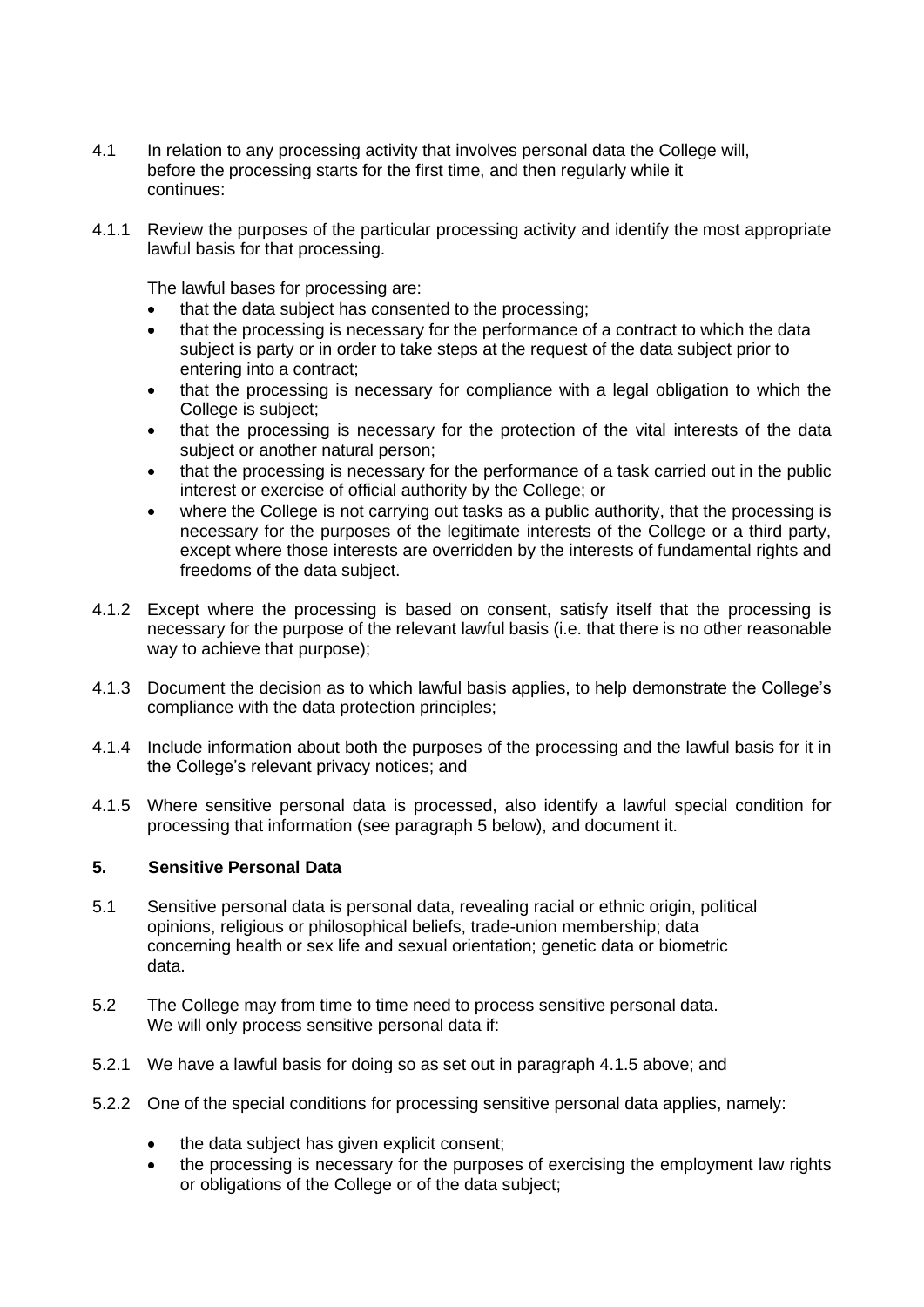4.1 In relation to any processing activity that involves personal data the College will, before the processing starts for the first time, and then regularly while it continues:

4.1.1 Review the purposes of the particular processing activity and identify the most appropriate lawful basis for that processing.

The lawful bases for processing are:

- that the data subject has consented to the processing;
- that the processing is necessary for the performance of a contract to which the data subject is party or in order to take steps at the request of the data subject prior to entering into a contract;
- that the processing is necessary for compliance with a legal obligation to which the College is subject;
- that the processing is necessary for the protection of the vital interests of the data subject or another natural person;
- that the processing is necessary for the performance of a task carried out in the public interest or exercise of official authority by the College; or
- where the College is not carrying out tasks as a public authority, that the processing is necessary for the purposes of the legitimate interests of the College or a third party, except where those interests are overridden by the interests of fundamental rights and freedoms of the data subject.

4.1.2 Except where the processing is based on consent, satisfy itself that the processing is necessary for the purpose of the relevant lawful basis (i.e. that there is no other reasonable way to achieve that purpose);

4.1.3 Document the decision as to which lawful basis applies, to help demonstrate the College's compliance with the data protection principles;

4.1.4 Include information about both the purposes of the processing and the lawful basis for it in the College's relevant privacy notices; and

4.1.5 Where sensitive personal data is processed, also identify a lawful special condition for processing that information (see paragraph 5 below), and document it.

## 5. Sensitive Personal Data

5.1 Sensitive personal data is personal data, revealing racial or ethnic origin, political opinions, religious or philosophical beliefs, trade-union membership; data concerning health or sex life and sexual orientation; genetic data or biometric data.

5.2 The College may from time to time need to process sensitive personal data. We will only process sensitive personal data if:

5.2.1 We have a lawful basis for doing so as set out in paragraph 4.1.5 above; and

5.2.2 One of the special conditions for processing sensitive personal data applies, namely:

- the data subject has given explicit consent;
- the processing is necessary for the purposes of exercising the employment law rights or obligations of the College or of the data subject;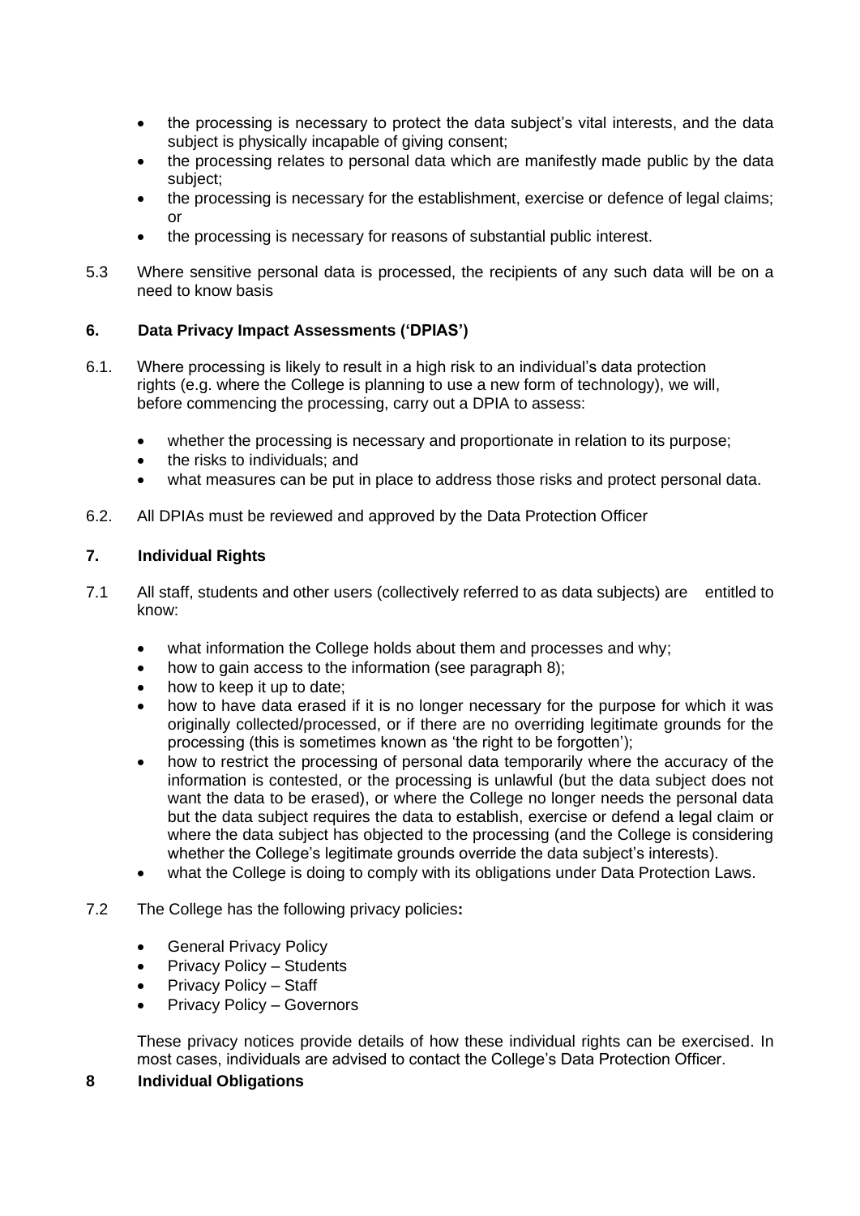- the processing is necessary to protect the data subject's vital interests, and the data subject is physically incapable of giving consent;
- the processing relates to personal data which are manifestly made public by the data subject;
- the processing is necessary for the establishment, exercise or defence of legal claims; or
- the processing is necessary for reasons of substantial public interest.

5.3 Where sensitive personal data is processed, the recipients of any such data will be on a need to know basis

## 6. Data Privacy Impact Assessments ('DPIAS')

6.1. Where processing is likely to result in a high risk to an individual's data protection rights (e.g. where the College is planning to use a new form of technology), we will, before commencing the processing, carry out a DPIA to assess:

- whether the processing is necessary and proportionate in relation to its purpose;
- the risks to individuals; and
- what measures can be put in place to address those risks and protect personal data.

6.2. All DPIAs must be reviewed and approved by the Data Protection Officer

## 7. Individual Rights

7.1 All staff, students and other users (collectively referred to as data subjects) are entitled to know:

- what information the College holds about them and processes and why;
- how to gain access to the information (see paragraph 8);
- how to keep it up to date;
- how to have data erased if it is no longer necessary for the purpose for which it was originally collected/processed, or if there are no overriding legitimate grounds for the processing (this is sometimes known as 'the right to be forgotten');
- how to restrict the processing of personal data temporarily where the accuracy of the information is contested, or the processing is unlawful (but the data subject does not want the data to be erased), or where the College no longer needs the personal data but the data subject requires the data to establish, exercise or defend a legal claim or where the data subject has objected to the processing (and the College is considering whether the College's legitimate grounds override the data subject's interests).
- what the College is doing to comply with its obligations under Data Protection Laws.

7.2 The College has the following privacy policies**:**

- General Privacy Policy
- Privacy Policy – Students
- Privacy Policy – Staff
- Privacy Policy – Governors

These privacy notices provide details of how these individual rights can be exercised. In most cases, individuals are advised to contact the College's Data Protection Officer.

## 8 Individual Obligations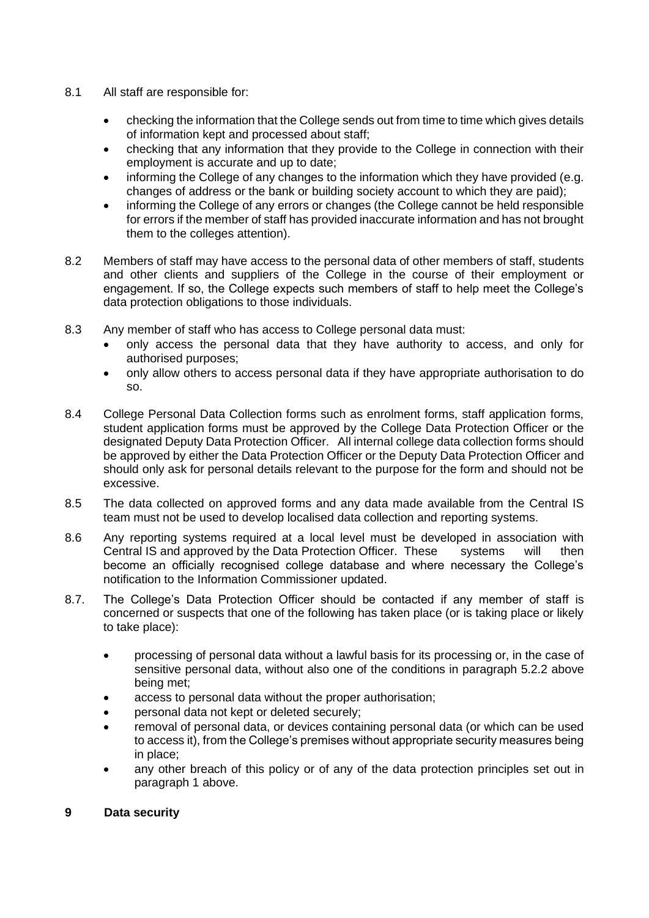8.1 All staff are responsible for:

- checking the information that the College sends out from time to time which gives details of information kept and processed about staff;
- checking that any information that they provide to the College in connection with their employment is accurate and up to date;
- informing the College of any changes to the information which they have provided (e.g. changes of address or the bank or building society account to which they are paid);
- informing the College of any errors or changes (the College cannot be held responsible for errors if the member of staff has provided inaccurate information and has not brought them to the colleges attention).

8.2 Members of staff may have access to the personal data of other members of staff, students and other clients and suppliers of the College in the course of their employment or engagement. If so, the College expects such members of staff to help meet the College's data protection obligations to those individuals.

8.3 Any member of staff who has access to College personal data must:

- only access the personal data that they have authority to access, and only for authorised purposes;
- only allow others to access personal data if they have appropriate authorisation to do so.

8.4 College Personal Data Collection forms such as enrolment forms, staff application forms, student application forms must be approved by the College Data Protection Officer or the designated Deputy Data Protection Officer. All internal college data collection forms should be approved by either the Data Protection Officer or the Deputy Data Protection Officer and should only ask for personal details relevant to the purpose for the form and should not be excessive.

8.5 The data collected on approved forms and any data made available from the Central IS team must not be used to develop localised data collection and reporting systems.

8.6 Any reporting systems required at a local level must be developed in association with Central IS and approved by the Data Protection Officer. These systems will then become an officially recognised college database and where necessary the College's notification to the Information Commissioner updated.

8.7. The College's Data Protection Officer should be contacted if any member of staff is concerned or suspects that one of the following has taken place (or is taking place or likely to take place):

- processing of personal data without a lawful basis for its processing or, in the case of sensitive personal data, without also one of the conditions in paragraph 5.2.2 above being met;
- access to personal data without the proper authorisation;
- personal data not kept or deleted securely;
- removal of personal data, or devices containing personal data (or which can be used to access it), from the College's premises without appropriate security measures being in place;
- any other breach of this policy or of any of the data protection principles set out in paragraph 1 above.

## 9 Data security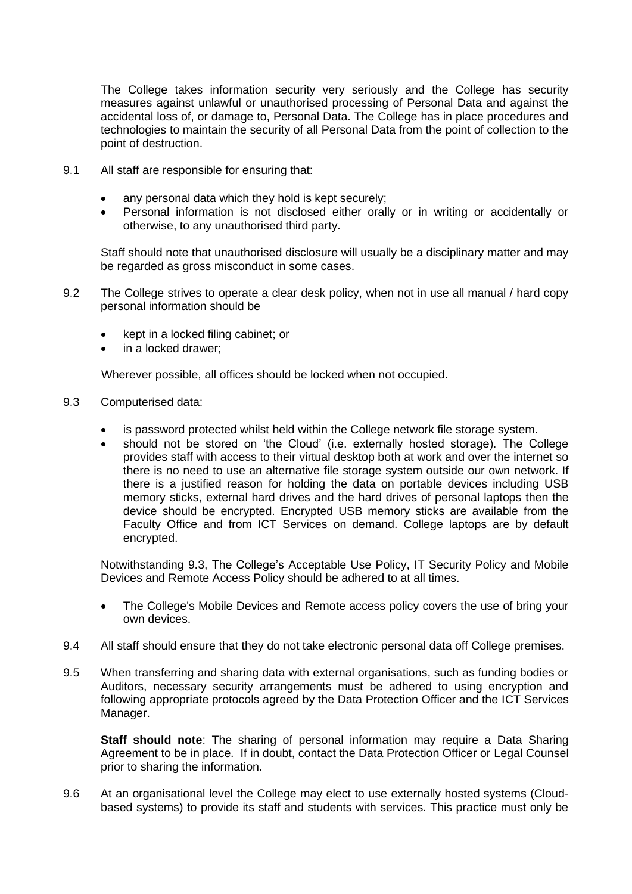The College takes information security very seriously and the College has security measures against unlawful or unauthorised processing of Personal Data and against the accidental loss of, or damage to, Personal Data. The College has in place procedures and technologies to maintain the security of all Personal Data from the point of collection to the point of destruction.

9.1 All staff are responsible for ensuring that:

- any personal data which they hold is kept securely;
- Personal information is not disclosed either orally or in writing or accidentally or otherwise, to any unauthorised third party.

Staff should note that unauthorised disclosure will usually be a disciplinary matter and may be regarded as gross misconduct in some cases.

9.2 The College strives to operate a clear desk policy, when not in use all manual / hard copy personal information should be

- kept in a locked filing cabinet; or
- in a locked drawer;

Wherever possible, all offices should be locked when not occupied.

9.3 Computerised data:

- is password protected whilst held within the College network file storage system.
- should not be stored on 'the Cloud' (i.e. externally hosted storage). The College provides staff with access to their virtual desktop both at work and over the internet so there is no need to use an alternative file storage system outside our own network. If there is a justified reason for holding the data on portable devices including USB memory sticks, external hard drives and the hard drives of personal laptops then the device should be encrypted. Encrypted USB memory sticks are available from the Faculty Office and from ICT Services on demand. College laptops are by default encrypted.

Notwithstanding 9.3, The College's Acceptable Use Policy, IT Security Policy and Mobile Devices and Remote Access Policy should be adhered to at all times.

- The College's Mobile Devices and Remote access policy covers the use of bring your own devices.

9.4 All staff should ensure that they do not take electronic personal data off College premises.

9.5 When transferring and sharing data with external organisations, such as funding bodies or Auditors, necessary security arrangements must be adhered to using encryption and following appropriate protocols agreed by the Data Protection Officer and the ICT Services Manager.

**Staff should note**: The sharing of personal information may require a Data Sharing Agreement to be in place. If in doubt, contact the Data Protection Officer or Legal Counsel prior to sharing the information.

9.6 At an organisational level the College may elect to use externally hosted systems (Cloud-based systems) to provide its staff and students with services. This practice must only be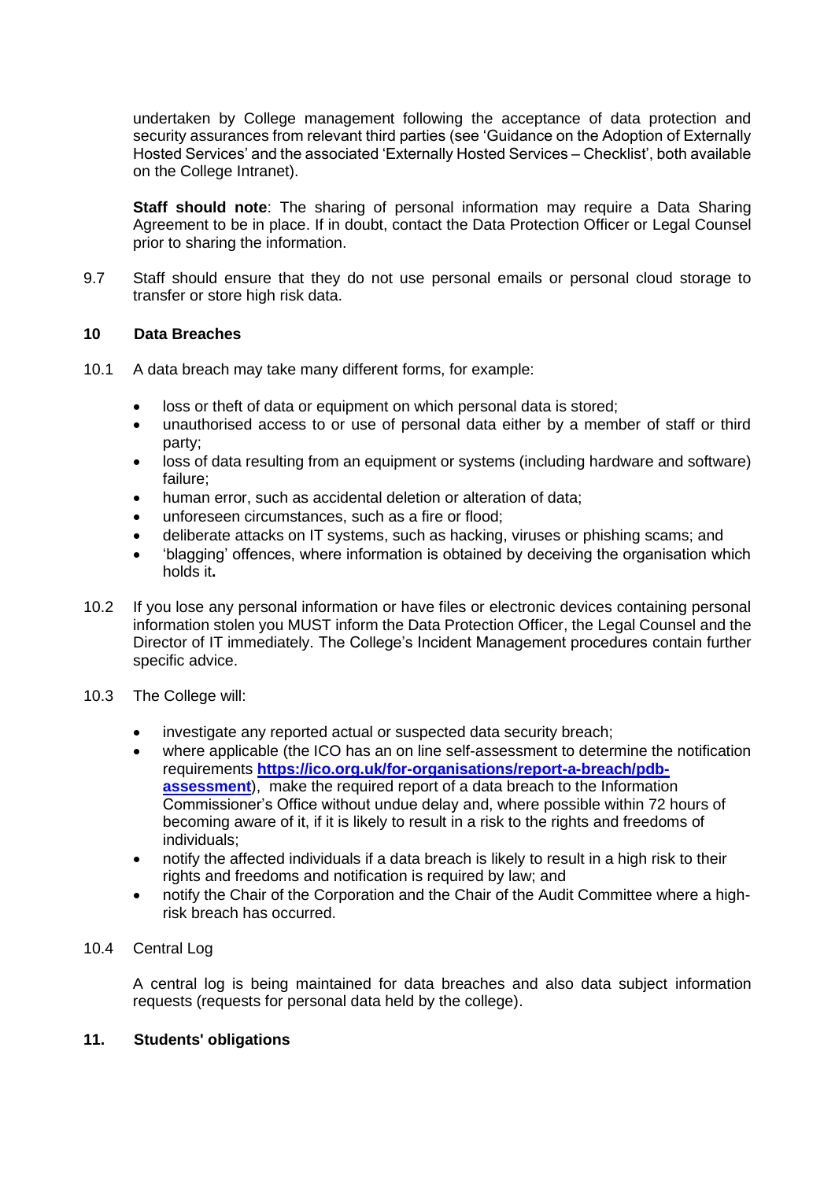undertaken by College management following the acceptance of data protection and security assurances from relevant third parties (see 'Guidance on the Adoption of Externally Hosted Services' and the associated 'Externally Hosted Services – Checklist', both available on the College Intranet).

**Staff should note**: The sharing of personal information may require a Data Sharing Agreement to be in place. If in doubt, contact the Data Protection Officer or Legal Counsel prior to sharing the information.

9.7 Staff should ensure that they do not use personal emails or personal cloud storage to transfer or store high risk data.

## 10 Data Breaches

10.1 A data breach may take many different forms, for example:

- loss or theft of data or equipment on which personal data is stored;
- unauthorised access to or use of personal data either by a member of staff or third party;
- loss of data resulting from an equipment or systems (including hardware and software) failure;
- human error, such as accidental deletion or alteration of data;
- unforeseen circumstances, such as a fire or flood;
- deliberate attacks on IT systems, such as hacking, viruses or phishing scams; and
- 'blagging' offences, where information is obtained by deceiving the organisation which holds it**.**

10.2 If you lose any personal information or have files or electronic devices containing personal information stolen you MUST inform the Data Protection Officer, the Legal Counsel and the Director of IT immediately. The College's Incident Management procedures contain further specific advice.

10.3 The College will:

- investigate any reported actual or suspected data security breach;
- where applicable (the ICO has an on line self-assessment to determine the notification requirements **https://ico.org.uk/for-organisations/report-a-breach/pdb-assessment**), make the required report of a data breach to the Information Commissioner's Office without undue delay and, where possible within 72 hours of becoming aware of it, if it is likely to result in a risk to the rights and freedoms of individuals;
- notify the affected individuals if a data breach is likely to result in a high risk to their rights and freedoms and notification is required by law; and
- notify the Chair of the Corporation and the Chair of the Audit Committee where a high-risk breach has occurred.

10.4 Central Log

A central log is being maintained for data breaches and also data subject information requests (requests for personal data held by the college).

## 11. Students' obligations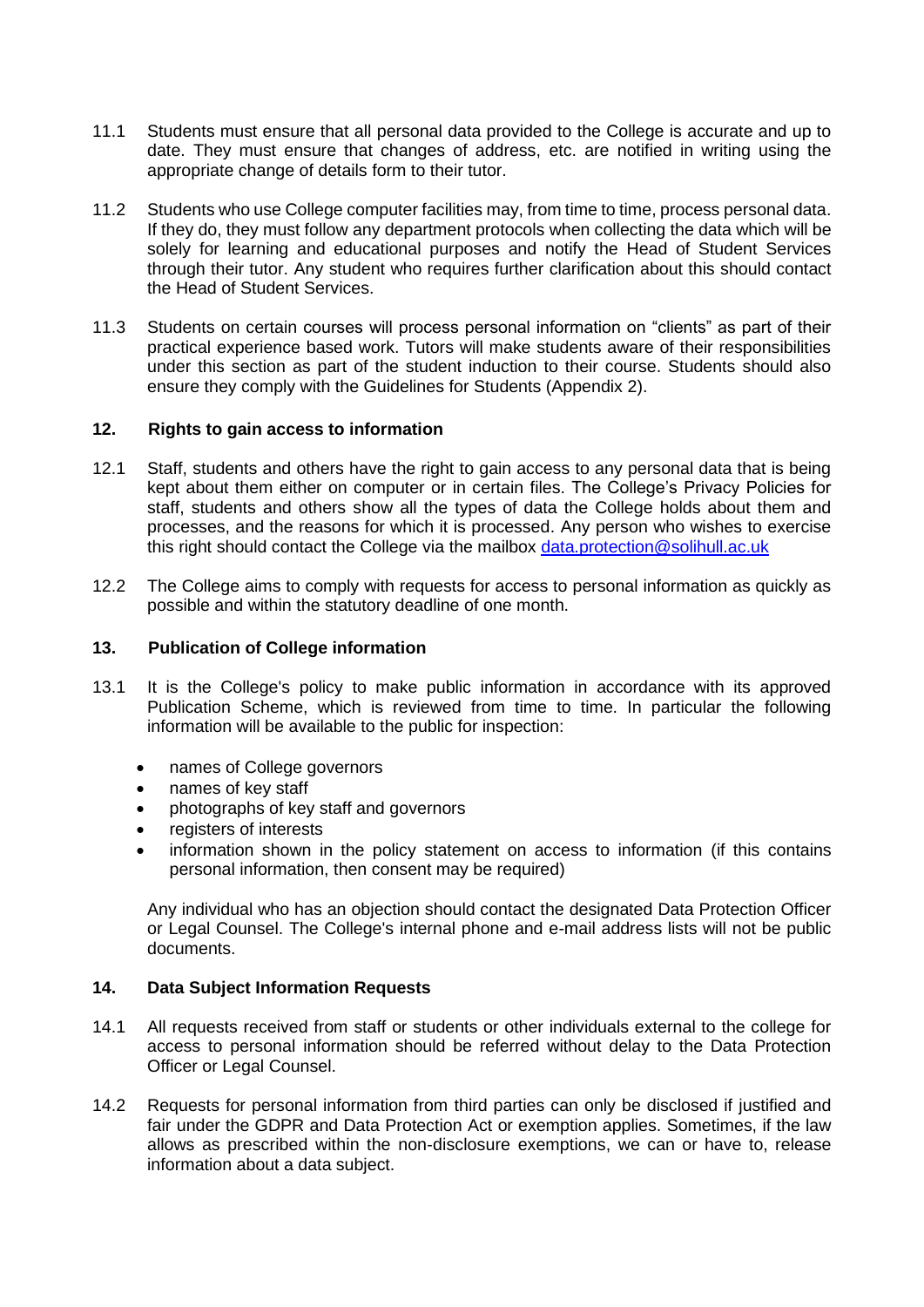11.1 Students must ensure that all personal data provided to the College is accurate and up to date. They must ensure that changes of address, etc. are notified in writing using the appropriate change of details form to their tutor.

11.2 Students who use College computer facilities may, from time to time, process personal data. If they do, they must follow any department protocols when collecting the data which will be solely for learning and educational purposes and notify the Head of Student Services through their tutor. Any student who requires further clarification about this should contact the Head of Student Services.

11.3 Students on certain courses will process personal information on "clients" as part of their practical experience based work. Tutors will make students aware of their responsibilities under this section as part of the student induction to their course. Students should also ensure they comply with the Guidelines for Students (Appendix 2).

## 12. Rights to gain access to information

12.1 Staff, students and others have the right to gain access to any personal data that is being kept about them either on computer or in certain files. The College's Privacy Policies for staff, students and others show all the types of data the College holds about them and processes, and the reasons for which it is processed. Any person who wishes to exercise this right should contact the College via the mailbox [data.protection@solihull.ac.uk](mailto:data.protection@solihull.ac.uk)

12.2 The College aims to comply with requests for access to personal information as quickly as possible and within the statutory deadline of one month.

## 13. Publication of College information

13.1 It is the College's policy to make public information in accordance with its approved Publication Scheme, which is reviewed from time to time. In particular the following information will be available to the public for inspection:

- names of College governors
- names of key staff
- photographs of key staff and governors
- registers of interests
- information shown in the policy statement on access to information (if this contains personal information, then consent may be required)

Any individual who has an objection should contact the designated Data Protection Officer or Legal Counsel. The College's internal phone and e-mail address lists will not be public documents.

## 14. Data Subject Information Requests

14.1 All requests received from staff or students or other individuals external to the college for access to personal information should be referred without delay to the Data Protection Officer or Legal Counsel.

14.2 Requests for personal information from third parties can only be disclosed if justified and fair under the GDPR and Data Protection Act or exemption applies. Sometimes, if the law allows as prescribed within the non-disclosure exemptions, we can or have to, release information about a data subject.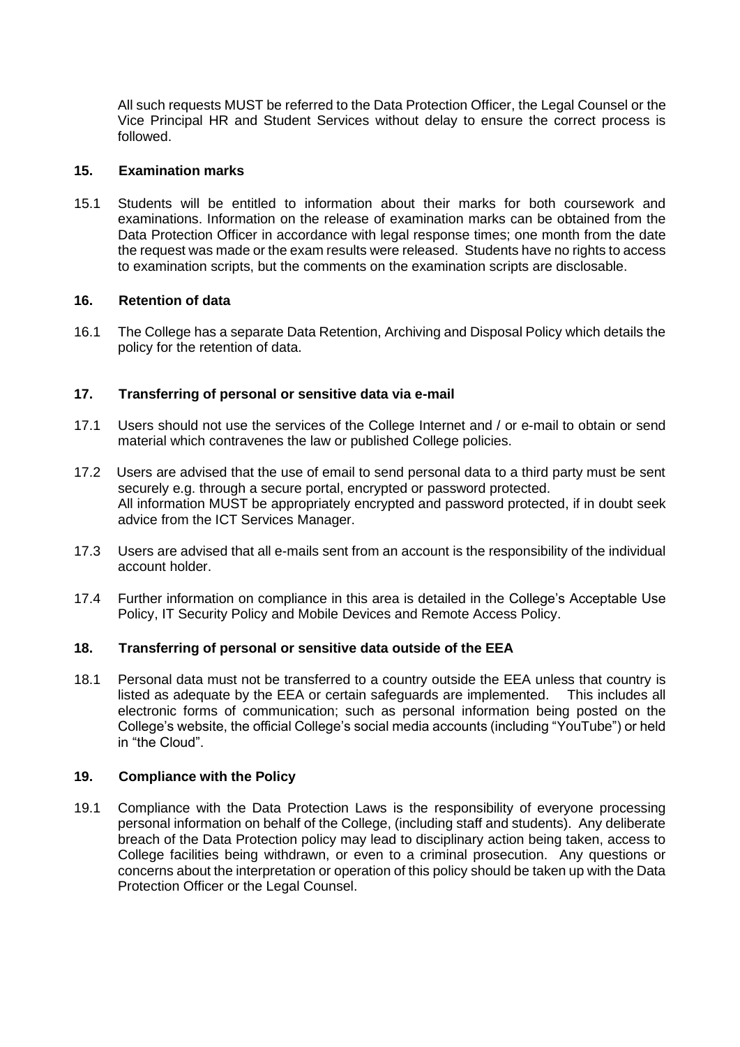All such requests MUST be referred to the Data Protection Officer, the Legal Counsel or the Vice Principal HR and Student Services without delay to ensure the correct process is followed.

## 15. Examination marks

15.1 Students will be entitled to information about their marks for both coursework and examinations. Information on the release of examination marks can be obtained from the Data Protection Officer in accordance with legal response times; one month from the date the request was made or the exam results were released. Students have no rights to access to examination scripts, but the comments on the examination scripts are disclosable.

## 16. Retention of data

16.1 The College has a separate Data Retention, Archiving and Disposal Policy which details the policy for the retention of data.

## 17. Transferring of personal or sensitive data via e-mail

17.1 Users should not use the services of the College Internet and / or e-mail to obtain or send material which contravenes the law or published College policies.

17.2 Users are advised that the use of email to send personal data to a third party must be sent securely e.g. through a secure portal, encrypted or password protected.
All information MUST be appropriately encrypted and password protected, if in doubt seek advice from the ICT Services Manager.

17.3 Users are advised that all e-mails sent from an account is the responsibility of the individual account holder.

17.4 Further information on compliance in this area is detailed in the College's Acceptable Use Policy, IT Security Policy and Mobile Devices and Remote Access Policy.

## 18. Transferring of personal or sensitive data outside of the EEA

18.1 Personal data must not be transferred to a country outside the EEA unless that country is listed as adequate by the EEA or certain safeguards are implemented. This includes all electronic forms of communication; such as personal information being posted on the College's website, the official College's social media accounts (including "YouTube") or held in "the Cloud".

## 19. Compliance with the Policy

19.1 Compliance with the Data Protection Laws is the responsibility of everyone processing personal information on behalf of the College, (including staff and students). Any deliberate breach of the Data Protection policy may lead to disciplinary action being taken, access to College facilities being withdrawn, or even to a criminal prosecution. Any questions or concerns about the interpretation or operation of this policy should be taken up with the Data Protection Officer or the Legal Counsel.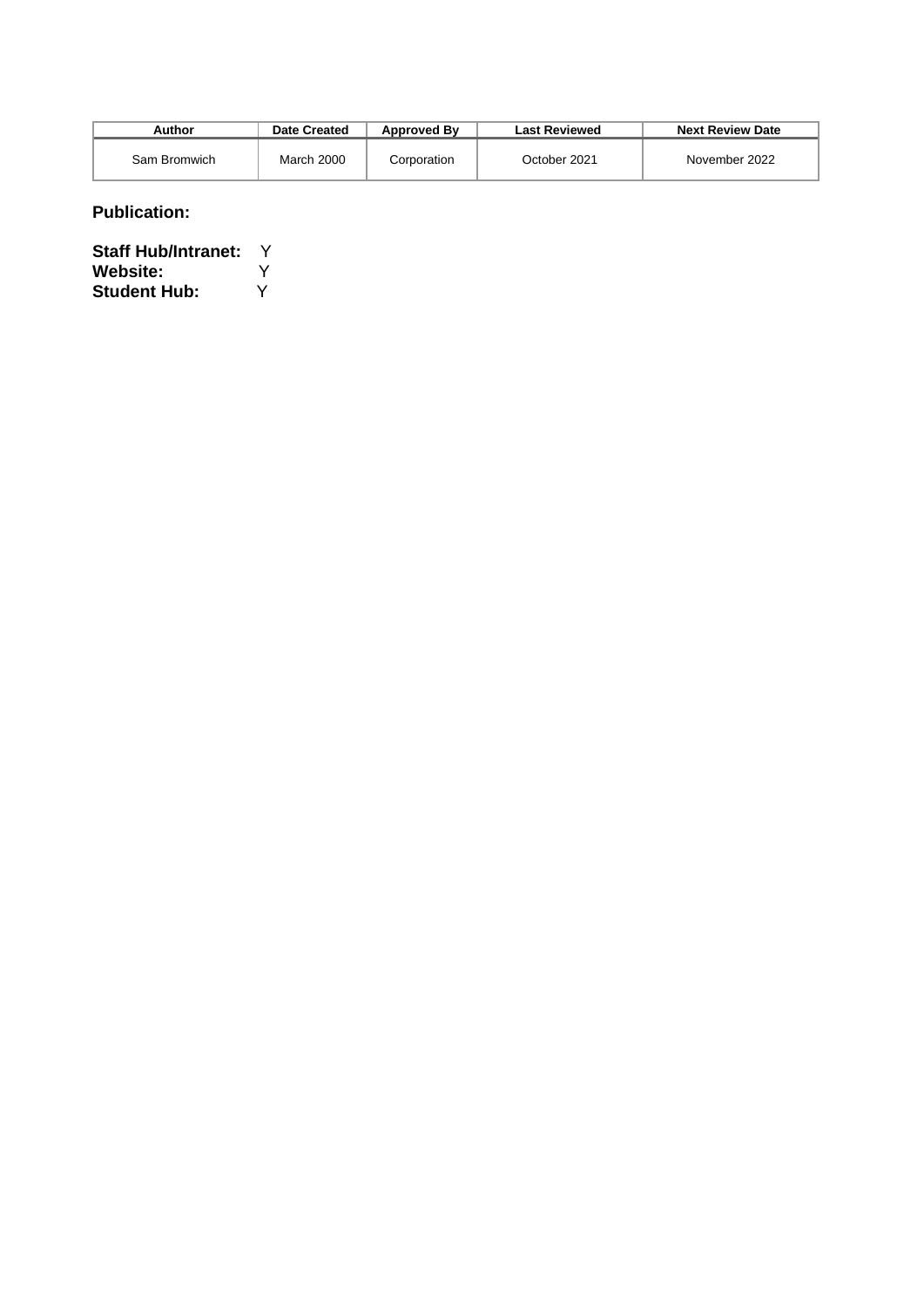| Author | Date Created | Approved By | Last Reviewed | Next Review Date |
|---|---|---|---|---|
| Sam Bromwich | March 2000 | Corporation | October 2021 | November 2022 |

**Publication:**

**Staff Hub/Intranet:** Y
**Website:** Y
**Student Hub:** Y